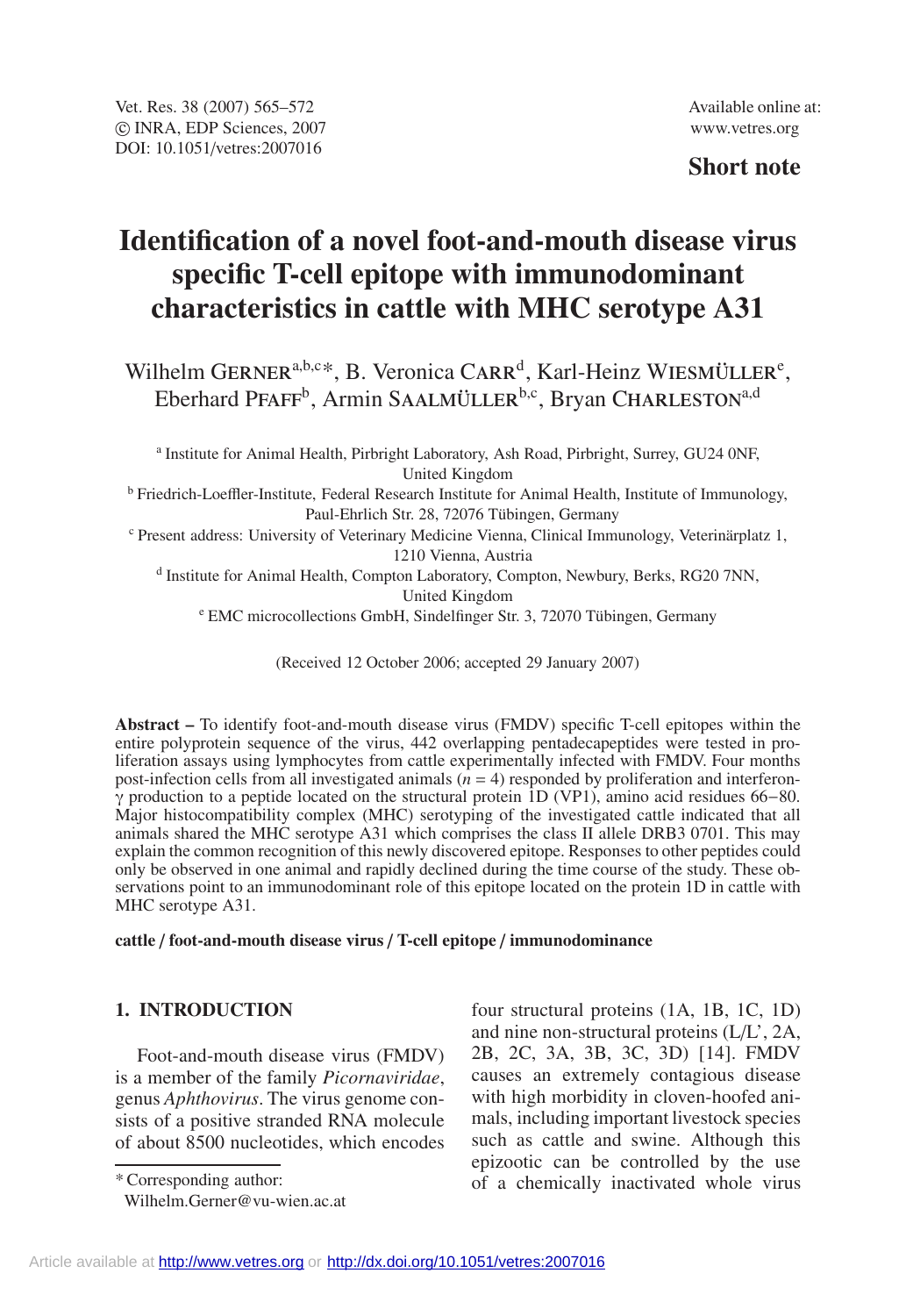**Short note**

# Identification of a novel foot-and-mouth disease virus specific T-cell epitope with immunodominant characteristics in cattle with MHC serotype A31

Wilhelm Gerner[a,b,c]*, B. Veronica Carr[d], Karl-Heinz Wiesmüller[e], Eberhard Pfaff[b], Armin Saalmüller[b,c], Bryan Charleston[a,d]

[a] Institute for Animal Health, Pirbright Laboratory, Ash Road, Pirbright, Surrey, GU24 0NF, United Kingdom

[b] Friedrich-Loeffler-Institute, Federal Research Institute for Animal Health, Institute of Immunology, Paul-Ehrlich Str. 28, 72076 Tübingen, Germany

[c] Present address: University of Veterinary Medicine Vienna, Clinical Immunology, Veterinärplatz 1, 1210 Vienna, Austria

[d] Institute for Animal Health, Compton Laboratory, Compton, Newbury, Berks, RG20 7NN, United Kingdom

[e] EMC microcollections GmbH, Sindelfinger Str. 3, 72070 Tübingen, Germany

(Received 12 October 2006; accepted 29 January 2007)

**Abstract –** To identify foot-and-mouth disease virus (FMDV) specific T-cell epitopes within the entire polyprotein sequence of the virus, 442 overlapping pentadecapeptides were tested in proliferation assays using lymphocytes from cattle experimentally infected with FMDV. Four months post-infection cells from all investigated animals ($n = 4$) responded by proliferation and interferon-γ production to a peptide located on the structural protein 1D (VP1), amino acid residues 66−80. Major histocompatibility complex (MHC) serotyping of the investigated cattle indicated that all animals shared the MHC serotype A31 which comprises the class II allele DRB3 0701. This may explain the common recognition of this newly discovered epitope. Responses to other peptides could only be observed in one animal and rapidly declined during the time course of the study. These observations point to an immunodominant role of this epitope located on the protein 1D in cattle with MHC serotype A31.

**cattle / foot-and-mouth disease virus / T-cell epitope / immunodominance**

## 1. INTRODUCTION

Foot-and-mouth disease virus (FMDV) is a member of the family *Picornaviridae*, genus *Aphthovirus*. The virus genome consists of a positive stranded RNA molecule of about 8500 nucleotides, which encodes four structural proteins (1A, 1B, 1C, 1D) and nine non-structural proteins (L/L', 2A, 2B, 2C, 3A, 3B, 3C, 3D) [14]. FMDV causes an extremely contagious disease with high morbidity in cloven-hoofed animals, including important livestock species such as cattle and swine. Although this epizootic can be controlled by the use of a chemically inactivated whole virus

\* Corresponding author: Wilhelm.Gerner@vu-wien.ac.at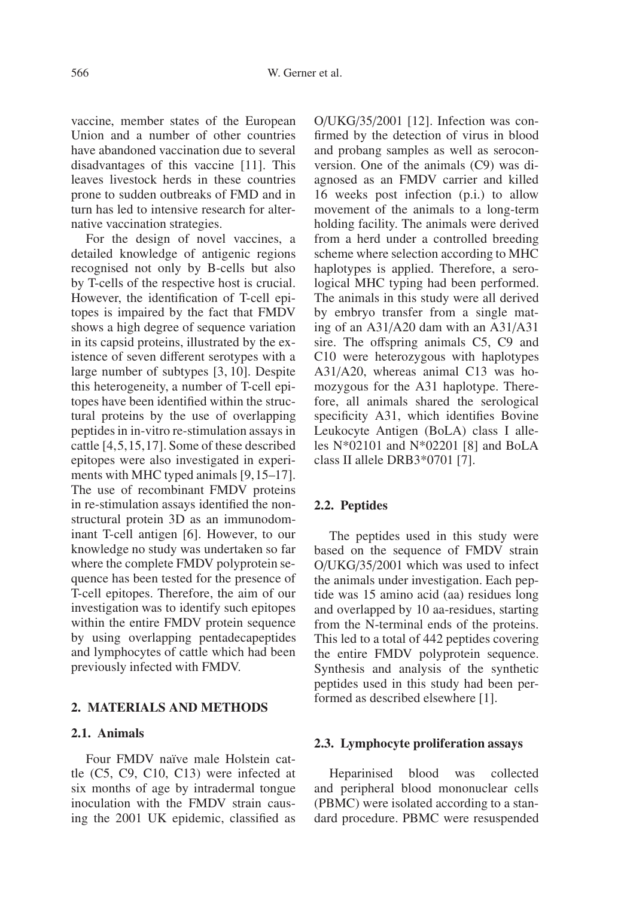vaccine, member states of the European Union and a number of other countries have abandoned vaccination due to several disadvantages of this vaccine [11]. This leaves livestock herds in these countries prone to sudden outbreaks of FMD and in turn has led to intensive research for alternative vaccination strategies.

For the design of novel vaccines, a detailed knowledge of antigenic regions recognised not only by B-cells but also by T-cells of the respective host is crucial. However, the identification of T-cell epitopes is impaired by the fact that FMDV shows a high degree of sequence variation in its capsid proteins, illustrated by the existence of seven different serotypes with a large number of subtypes [3, 10]. Despite this heterogeneity, a number of T-cell epitopes have been identified within the structural proteins by the use of overlapping peptides in in-vitro re-stimulation assays in cattle [4,5,15,17]. Some of these described epitopes were also investigated in experiments with MHC typed animals [9,15–17]. The use of recombinant FMDV proteins in re-stimulation assays identified the nonstructural protein 3D as an immunodominant T-cell antigen [6]. However, to our knowledge no study was undertaken so far where the complete FMDV polyprotein sequence has been tested for the presence of T-cell epitopes. Therefore, the aim of our investigation was to identify such epitopes within the entire FMDV protein sequence by using overlapping pentadecapeptides and lymphocytes of cattle which had been previously infected with FMDV.

## 2. MATERIALS AND METHODS

### 2.1. Animals

Four FMDV naïve male Holstein cattle (C5, C9, C10, C13) were infected at six months of age by intradermal tongue inoculation with the FMDV strain causing the 2001 UK epidemic, classified as O/UKG/35/2001 [12]. Infection was confirmed by the detection of virus in blood and probang samples as well as seroconversion. One of the animals (C9) was diagnosed as an FMDV carrier and killed 16 weeks post infection (p.i.) to allow movement of the animals to a long-term holding facility. The animals were derived from a herd under a controlled breeding scheme where selection according to MHC haplotypes is applied. Therefore, a serological MHC typing had been performed. The animals in this study were all derived by embryo transfer from a single mating of an A31/A20 dam with an A31/A31 sire. The offspring animals C5, C9 and C10 were heterozygous with haplotypes A31/A20, whereas animal C13 was homozygous for the A31 haplotype. Therefore, all animals shared the serological specificity A31, which identifies Bovine Leukocyte Antigen (BoLA) class I alleles N*02101 and N*02201 [8] and BoLA class II allele DRB3*0701 [7].

### 2.2. Peptides

The peptides used in this study were based on the sequence of FMDV strain O/UKG/35/2001 which was used to infect the animals under investigation. Each peptide was 15 amino acid (aa) residues long and overlapped by 10 aa-residues, starting from the N-terminal ends of the proteins. This led to a total of 442 peptides covering the entire FMDV polyprotein sequence. Synthesis and analysis of the synthetic peptides used in this study had been performed as described elsewhere [1].

### 2.3. Lymphocyte proliferation assays

Heparinised blood was collected and peripheral blood mononuclear cells (PBMC) were isolated according to a standard procedure. PBMC were resuspended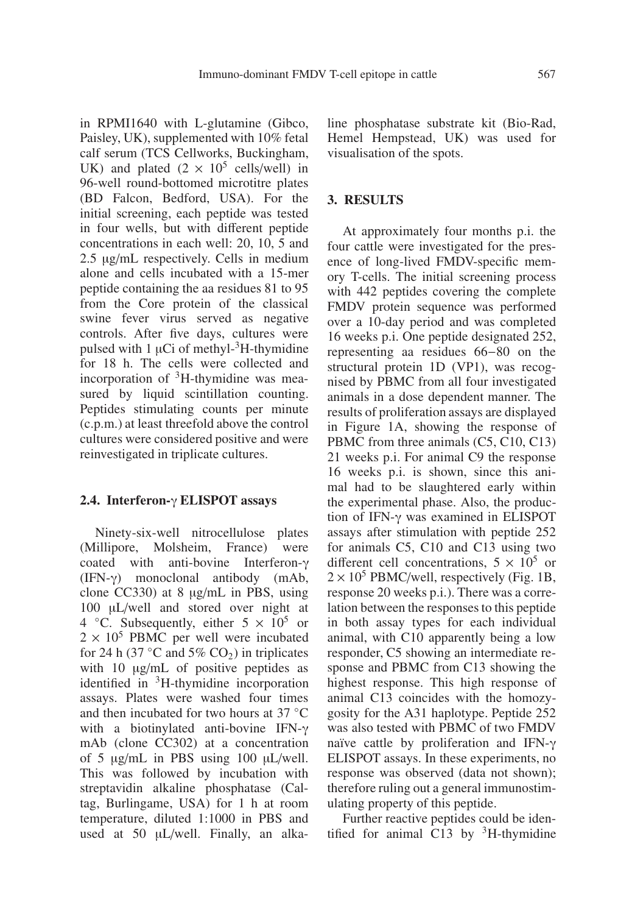in RPMI1640 with L-glutamine (Gibco, Paisley, UK), supplemented with 10% fetal calf serum (TCS Cellworks, Buckingham, UK) and plated ($2 \times 10^5$ cells/well) in 96-well round-bottomed microtitre plates (BD Falcon, Bedford, USA). For the initial screening, each peptide was tested in four wells, but with different peptide concentrations in each well: 20, 10, 5 and 2.5 μg/mL respectively. Cells in medium alone and cells incubated with a 15-mer peptide containing the aa residues 81 to 95 from the Core protein of the classical swine fever virus served as negative controls. After five days, cultures were pulsed with 1 μCi of methyl-$^3$H-thymidine for 18 h. The cells were collected and incorporation of $^3$H-thymidine was measured by liquid scintillation counting. Peptides stimulating counts per minute (c.p.m.) at least threefold above the control cultures were considered positive and were reinvestigated in triplicate cultures.

### 2.4. Interferon-γ ELISPOT assays

Ninety-six-well nitrocellulose plates (Millipore, Molsheim, France) were coated with anti-bovine Interferon-γ (IFN-γ) monoclonal antibody (mAb, clone CC330) at 8 μg/mL in PBS, using 100 μL/well and stored over night at 4 °C. Subsequently, either $5 \times 10^5$ or $2 \times 10^5$ PBMC per well were incubated for 24 h (37 °C and 5% $CO_2$) in triplicates with 10 μg/mL of positive peptides as identified in $^3$H-thymidine incorporation assays. Plates were washed four times and then incubated for two hours at 37 °C with a biotinylated anti-bovine IFN-γ mAb (clone CC302) at a concentration of 5 μg/mL in PBS using 100 μL/well. This was followed by incubation with streptavidin alkaline phosphatase (Caltag, Burlingame, USA) for 1 h at room temperature, diluted 1:1000 in PBS and used at 50 μL/well. Finally, an alkaline phosphatase substrate kit (Bio-Rad, Hemel Hempstead, UK) was used for visualisation of the spots.

## 3. RESULTS

At approximately four months p.i. the four cattle were investigated for the presence of long-lived FMDV-specific memory T-cells. The initial screening process with 442 peptides covering the complete FMDV protein sequence was performed over a 10-day period and was completed 16 weeks p.i. One peptide designated 252, representing aa residues 66–80 on the structural protein 1D (VP1), was recognised by PBMC from all four investigated animals in a dose dependent manner. The results of proliferation assays are displayed in Figure 1A, showing the response of PBMC from three animals (C5, C10, C13) 21 weeks p.i. For animal C9 the response 16 weeks p.i. is shown, since this animal had to be slaughtered early within the experimental phase. Also, the production of IFN-γ was examined in ELISPOT assays after stimulation with peptide 252 for animals C5, C10 and C13 using two different cell concentrations, $5 \times 10^5$ or $2 \times 10^5$ PBMC/well, respectively (Fig. 1B, response 20 weeks p.i.). There was a correlation between the responses to this peptide in both assay types for each individual animal, with C10 apparently being a low responder, C5 showing an intermediate response and PBMC from C13 showing the highest response. This high response of animal C13 coincides with the homozygosity for the A31 haplotype. Peptide 252 was also tested with PBMC of two FMDV naïve cattle by proliferation and IFN-γ ELISPOT assays. In these experiments, no response was observed (data not shown); therefore ruling out a general immunostimulating property of this peptide.

Further reactive peptides could be identified for animal C13 by $^3$H-thymidine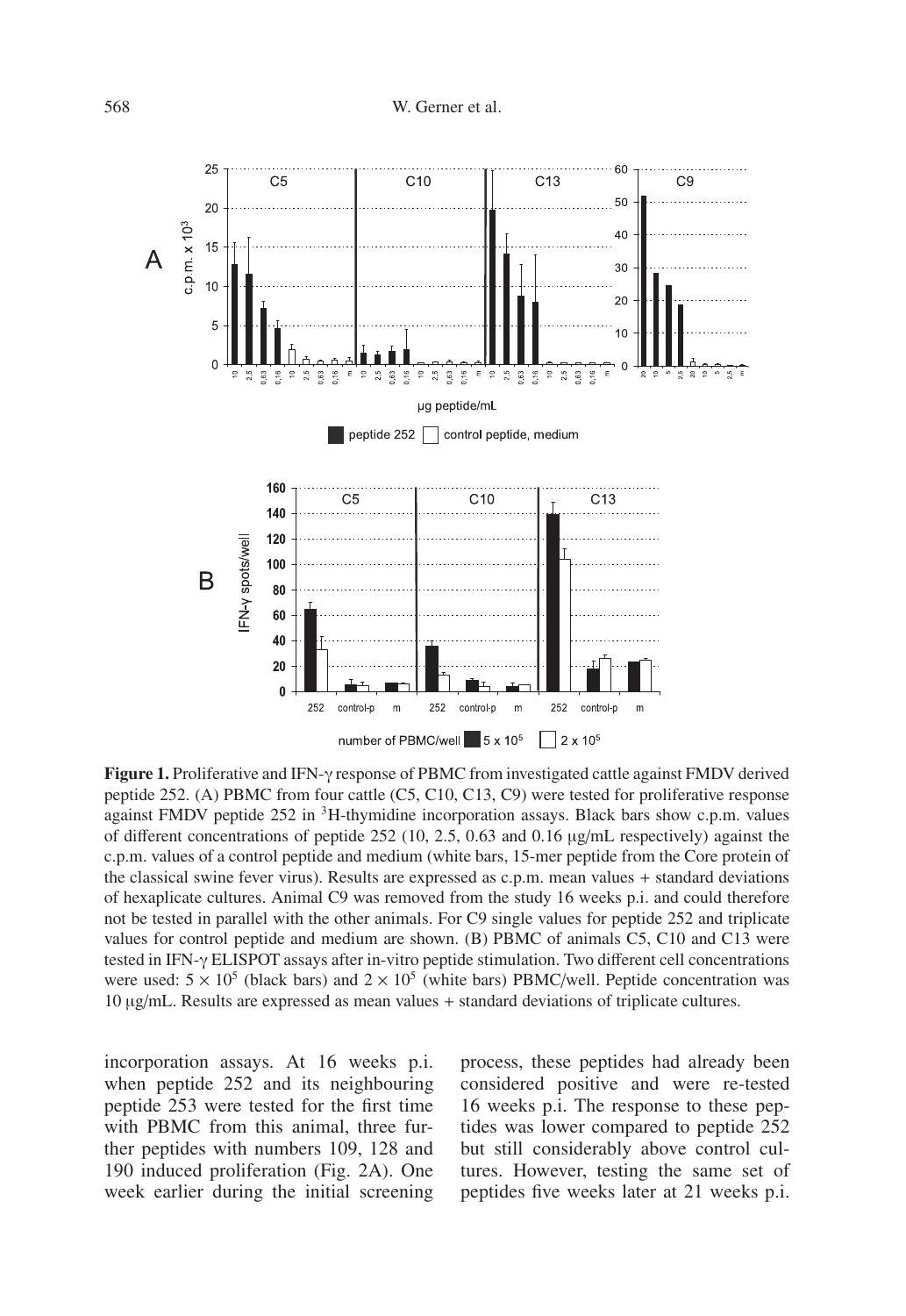**Figure 1.** Proliferative and IFN-γ response of PBMC from investigated cattle against FMDV derived peptide 252. (A) PBMC from four cattle (C5, C10, C13, C9) were tested for proliferative response against FMDV peptide 252 in $^{3}$H-thymidine incorporation assays. Black bars show c.p.m. values of different concentrations of peptide 252 (10, 2.5, 0.63 and 0.16 μg/mL respectively) against the c.p.m. values of a control peptide and medium (white bars, 15-mer peptide from the Core protein of the classical swine fever virus). Results are expressed as c.p.m. mean values + standard deviations of hexaplicate cultures. Animal C9 was removed from the study 16 weeks p.i. and could therefore not be tested in parallel with the other animals. For C9 single values for peptide 252 and triplicate values for control peptide and medium are shown. (B) PBMC of animals C5, C10 and C13 were tested in IFN-γ ELISPOT assays after in-vitro peptide stimulation. Two different cell concentrations were used: $5 \times 10^5$ (black bars) and $2 \times 10^5$ (white bars) PBMC/well. Peptide concentration was 10 μg/mL. Results are expressed as mean values + standard deviations of triplicate cultures.

incorporation assays. At 16 weeks p.i. when peptide 252 and its neighbouring peptide 253 were tested for the first time with PBMC from this animal, three further peptides with numbers 109, 128 and 190 induced proliferation (Fig. 2A). One week earlier during the initial screening process, these peptides had already been considered positive and were re-tested 16 weeks p.i. The response to these peptides was lower compared to peptide 252 but still considerably above control cultures. However, testing the same set of peptides five weeks later at 21 weeks p.i.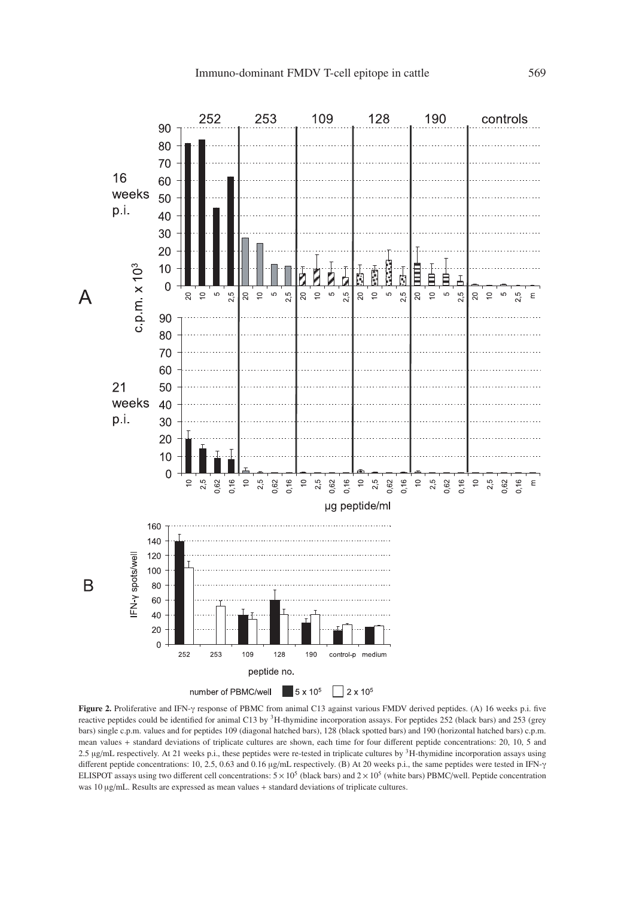**Figure 2.** Proliferative and IFN-γ response of PBMC from animal C13 against various FMDV derived peptides. (A) 16 weeks p.i. five reactive peptides could be identified for animal C13 by $^{3}$H-thymidine incorporation assays. For peptides 252 (black bars) and 253 (grey bars) single c.p.m. values and for peptides 109 (diagonal hatched bars), 128 (black spotted bars) and 190 (horizontal hatched bars) c.p.m. mean values + standard deviations of triplicate cultures are shown, each time for four different peptide concentrations: 20, 10, 5 and 2.5 μg/mL respectively. At 21 weeks p.i., these peptides were re-tested in triplicate cultures by $^{3}$H-thymidine incorporation assays using different peptide concentrations: 10, 2.5, 0.63 and 0.16 μg/mL respectively. (B) At 20 weeks p.i., the same peptides were tested in IFN-γ ELISPOT assays using two different cell concentrations: $5 \times 10^{5}$ (black bars) and $2 \times 10^{5}$ (white bars) PBMC/well. Peptide concentration was 10 μg/mL. Results are expressed as mean values + standard deviations of triplicate cultures.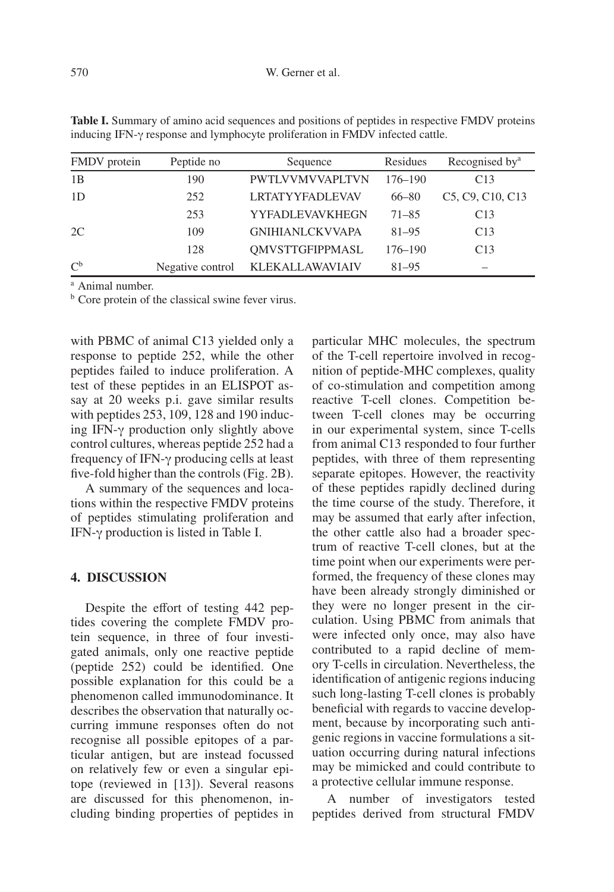**Table I.** Summary of amino acid sequences and positions of peptides in respective FMDV proteins inducing IFN-γ response and lymphocyte proliferation in FMDV infected cattle.

| FMDV protein | Peptide no | Sequence | Residues | Recognised by[a] |
|---|---|---|---|---|
| 1B | 190 | PWTLVVMVVAPLTVN | 176–190 | C13 |
| 1D | 252 | LRTATYYFADLEVAV | 66–80 | C5, C9, C10, C13 |
| | 253 | YYFADLEVAVKHEGN | 71–85 | C13 |
| 2C | 109 | GNIHIANLCKVVAPA | 81–95 | C13 |
| | 128 | QMVSTTGFIPPMASL | 176–190 | C13 |
| C[b] | Negative control | KLEKALLAWAVIAIV | 81–95 | – |

[a] Animal number.
[b] Core protein of the classical swine fever virus.

with PBMC of animal C13 yielded only a response to peptide 252, while the other peptides failed to induce proliferation. A test of these peptides in an ELISPOT assay at 20 weeks p.i. gave similar results with peptides 253, 109, 128 and 190 inducing IFN-γ production only slightly above control cultures, whereas peptide 252 had a frequency of IFN-γ producing cells at least five-fold higher than the controls (Fig. 2B).

A summary of the sequences and locations within the respective FMDV proteins of peptides stimulating proliferation and IFN-γ production is listed in Table I.

## 4. DISCUSSION

Despite the effort of testing 442 peptides covering the complete FMDV protein sequence, in three of four investigated animals, only one reactive peptide (peptide 252) could be identified. One possible explanation for this could be a phenomenon called immunodominance. It describes the observation that naturally occurring immune responses often do not recognise all possible epitopes of a particular antigen, but are instead focussed on relatively few or even a singular epitope (reviewed in [13]). Several reasons are discussed for this phenomenon, including binding properties of peptides in particular MHC molecules, the spectrum of the T-cell repertoire involved in recognition of peptide-MHC complexes, quality of co-stimulation and competition among reactive T-cell clones. Competition between T-cell clones may be occurring in our experimental system, since T-cells from animal C13 responded to four further peptides, with three of them representing separate epitopes. However, the reactivity of these peptides rapidly declined during the time course of the study. Therefore, it may be assumed that early after infection, the other cattle also had a broader spectrum of reactive T-cell clones, but at the time point when our experiments were performed, the frequency of these clones may have been already strongly diminished or they were no longer present in the circulation. Using PBMC from animals that were infected only once, may also have contributed to a rapid decline of memory T-cells in circulation. Nevertheless, the identification of antigenic regions inducing such long-lasting T-cell clones is probably beneficial with regards to vaccine development, because by incorporating such antigenic regions in vaccine formulations a situation occurring during natural infections may be mimicked and could contribute to a protective cellular immune response.

A number of investigators tested peptides derived from structural FMDV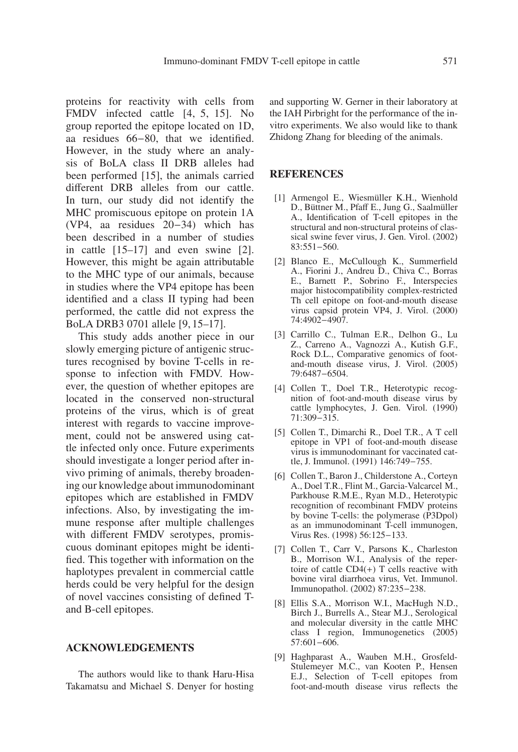proteins for reactivity with cells from FMDV infected cattle [4, 5, 15]. No group reported the epitope located on 1D, aa residues 66−80, that we identified. However, in the study where an analysis of BoLA class II DRB alleles had been performed [15], the animals carried different DRB alleles from our cattle. In turn, our study did not identify the MHC promiscuous epitope on protein 1A (VP4, aa residues 20−34) which has been described in a number of studies in cattle [15–17] and even swine [2]. However, this might be again attributable to the MHC type of our animals, because in studies where the VP4 epitope has been identified and a class II typing had been performed, the cattle did not express the BoLA DRB3 0701 allele [9, 15–17].

This study adds another piece in our slowly emerging picture of antigenic structures recognised by bovine T-cells in response to infection with FMDV. However, the question of whether epitopes are located in the conserved non-structural proteins of the virus, which is of great interest with regards to vaccine improvement, could not be answered using cattle infected only once. Future experiments should investigate a longer period after in-vivo priming of animals, thereby broadening our knowledge about immunodominant epitopes which are established in FMDV infections. Also, by investigating the immune response after multiple challenges with different FMDV serotypes, promiscuous dominant epitopes might be identified. This together with information on the haplotypes prevalent in commercial cattle herds could be very helpful for the design of novel vaccines consisting of defined T- and B-cell epitopes.

## ACKNOWLEDGEMENTS

The authors would like to thank Haru-Hisa Takamatsu and Michael S. Denyer for hosting and supporting W. Gerner in their laboratory at the IAH Pirbright for the performance of the in-vitro experiments. We also would like to thank Zhidong Zhang for bleeding of the animals.

## REFERENCES

[1] Armengol E., Wiesmüller K.H., Wienhold D., Büttner M., Pfaff E., Jung G., Saalmüller A., Identification of T-cell epitopes in the structural and non-structural proteins of classical swine fever virus, J. Gen. Virol. (2002) 83:551−560.

[2] Blanco E., McCullough K., Summerfield A., Fiorini J., Andreu D., Chiva C., Borras E., Barnett P., Sobrino F., Interspecies major histocompatibility complex-restricted Th cell epitope on foot-and-mouth disease virus capsid protein VP4, J. Virol. (2000) 74:4902−4907.

[3] Carrillo C., Tulman E.R., Delhon G., Lu Z., Carreno A., Vagnozzi A., Kutish G.F., Rock D.L., Comparative genomics of foot-and-mouth disease virus, J. Virol. (2005) 79:6487−6504.

[4] Collen T., Doel T.R., Heterotypic recognition of foot-and-mouth disease virus by cattle lymphocytes, J. Gen. Virol. (1990) 71:309−315.

[5] Collen T., Dimarchi R., Doel T.R., A T cell epitope in VP1 of foot-and-mouth disease virus is immunodominant for vaccinated cattle, J. Immunol. (1991) 146:749−755.

[6] Collen T., Baron J., Childerstone A., Corteyn A., Doel T.R., Flint M., Garcia-Valcarcel M., Parkhouse R.M.E., Ryan M.D., Heterotypic recognition of recombinant FMDV proteins by bovine T-cells: the polymerase (P3Dpol) as an immunodominant T-cell immunogen, Virus Res. (1998) 56:125−133.

[7] Collen T., Carr V., Parsons K., Charleston B., Morrison W.I., Analysis of the repertoire of cattle CD4(+) T cells reactive with bovine viral diarrhoea virus, Vet. Immunol. Immunopathol. (2002) 87:235−238.

[8] Ellis S.A., Morrison W.I., MacHugh N.D., Birch J., Burrells A., Stear M.J., Serological and molecular diversity in the cattle MHC class I region, Immunogenetics (2005) 57:601−606.

[9] Haghparast A., Wauben M.H., Grosfeld-Stulemeyer M.C., van Kooten P., Hensen E.J., Selection of T-cell epitopes from foot-and-mouth disease virus reflects the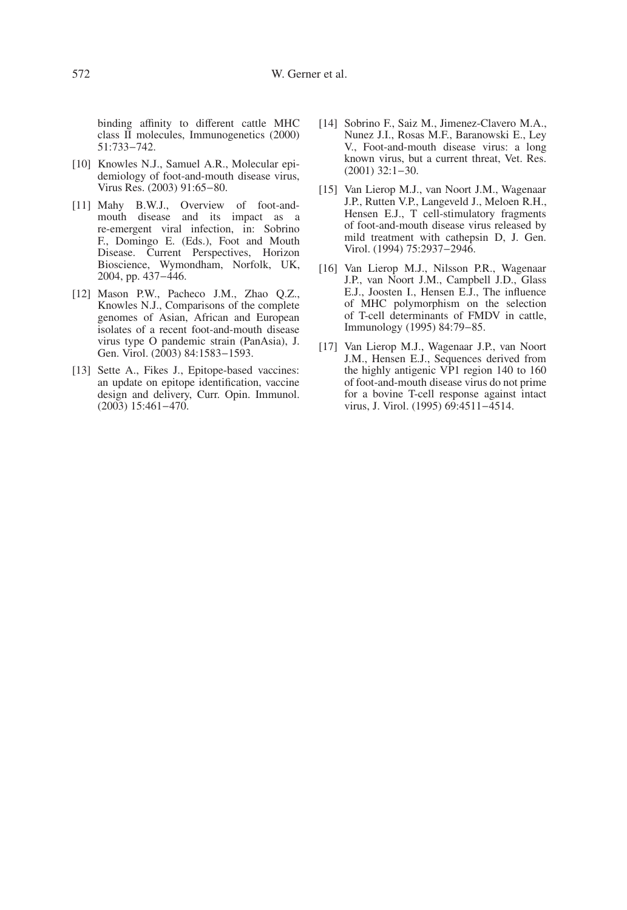binding affinity to different cattle MHC class II molecules, Immunogenetics (2000) 51:733–742.

[10] Knowles N.J., Samuel A.R., Molecular epidemiology of foot-and-mouth disease virus, Virus Res. (2003) 91:65–80.

[11] Mahy B.W.J., Overview of foot-and-mouth disease and its impact as a re-emergent viral infection, in: Sobrino F., Domingo E. (Eds.), Foot and Mouth Disease. Current Perspectives, Horizon Bioscience, Wymondham, Norfolk, UK, 2004, pp. 437–446.

[12] Mason P.W., Pacheco J.M., Zhao Q.Z., Knowles N.J., Comparisons of the complete genomes of Asian, African and European isolates of a recent foot-and-mouth disease virus type O pandemic strain (PanAsia), J. Gen. Virol. (2003) 84:1583–1593.

[13] Sette A., Fikes J., Epitope-based vaccines: an update on epitope identification, vaccine design and delivery, Curr. Opin. Immunol. (2003) 15:461–470.

[14] Sobrino F., Saiz M., Jimenez-Clavero M.A., Nunez J.I., Rosas M.F., Baranowski E., Ley V., Foot-and-mouth disease virus: a long known virus, but a current threat, Vet. Res. (2001) 32:1–30.

[15] Van Lierop M.J., van Noort J.M., Wagenaar J.P., Rutten V.P., Langeveld J., Meloen R.H., Hensen E.J., T cell-stimulatory fragments of foot-and-mouth disease virus released by mild treatment with cathepsin D, J. Gen. Virol. (1994) 75:2937–2946.

[16] Van Lierop M.J., Nilsson P.R., Wagenaar J.P., van Noort J.M., Campbell J.D., Glass E.J., Joosten I., Hensen E.J., The influence of MHC polymorphism on the selection of T-cell determinants of FMDV in cattle, Immunology (1995) 84:79–85.

[17] Van Lierop M.J., Wagenaar J.P., van Noort J.M., Hensen E.J., Sequences derived from the highly antigenic VP1 region 140 to 160 of foot-and-mouth disease virus do not prime for a bovine T-cell response against intact virus, J. Virol. (1995) 69:4511–4514.